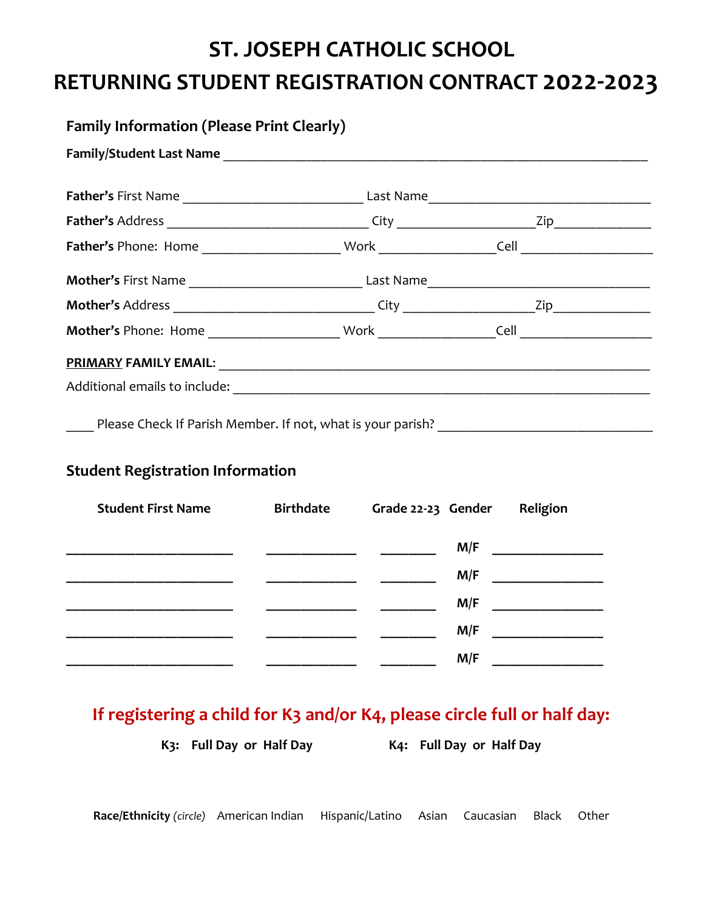# ST. JOSEPH CATHOLIC SCHOOL
# RETURNING STUDENT REGISTRATION CONTRACT 2022-2023

## Family Information (Please Print Clearly)

**Family/Student Last Name** ______________________________________________________________

**Father's** First Name __________________________ Last Name________________________________

**Father's** Address ____________________________ City __________________Zip_____________

**Father's** Phone: Home __________________ Work _______________Cell __________________

**Mother's** First Name _________________________ Last Name________________________________

**Mother's** Address ____________________________ City __________________Zip_____________

**Mother's** Phone: Home __________________ Work _______________Cell __________________

**PRIMARY FAMILY EMAIL**: ____________________________________________________________

Additional emails to include: ____________________________________________________________

____ Please Check If Parish Member. If not, what is your parish? ______________________________

## Student Registration Information

| Student First Name | Birthdate | Grade 22-23 | Gender | Religion |
|---|---|---|---|---|
| ______________________ | ____________ | _______ | M/F | ______________ |
| ______________________ | ____________ | _______ | M/F | ______________ |
| ______________________ | ____________ | _______ | M/F | ______________ |
| ______________________ | ____________ | _______ | M/F | ______________ |
| ______________________ | ____________ | _______ | M/F | ______________ |

### If registering a child for K3 and/or K4, please circle full or half day:

**K3: Full Day or Half Day** **K4: Full Day or Half Day**

**Race/Ethnicity** *(circle)* American Indian Hispanic/Latino Asian Caucasian Black Other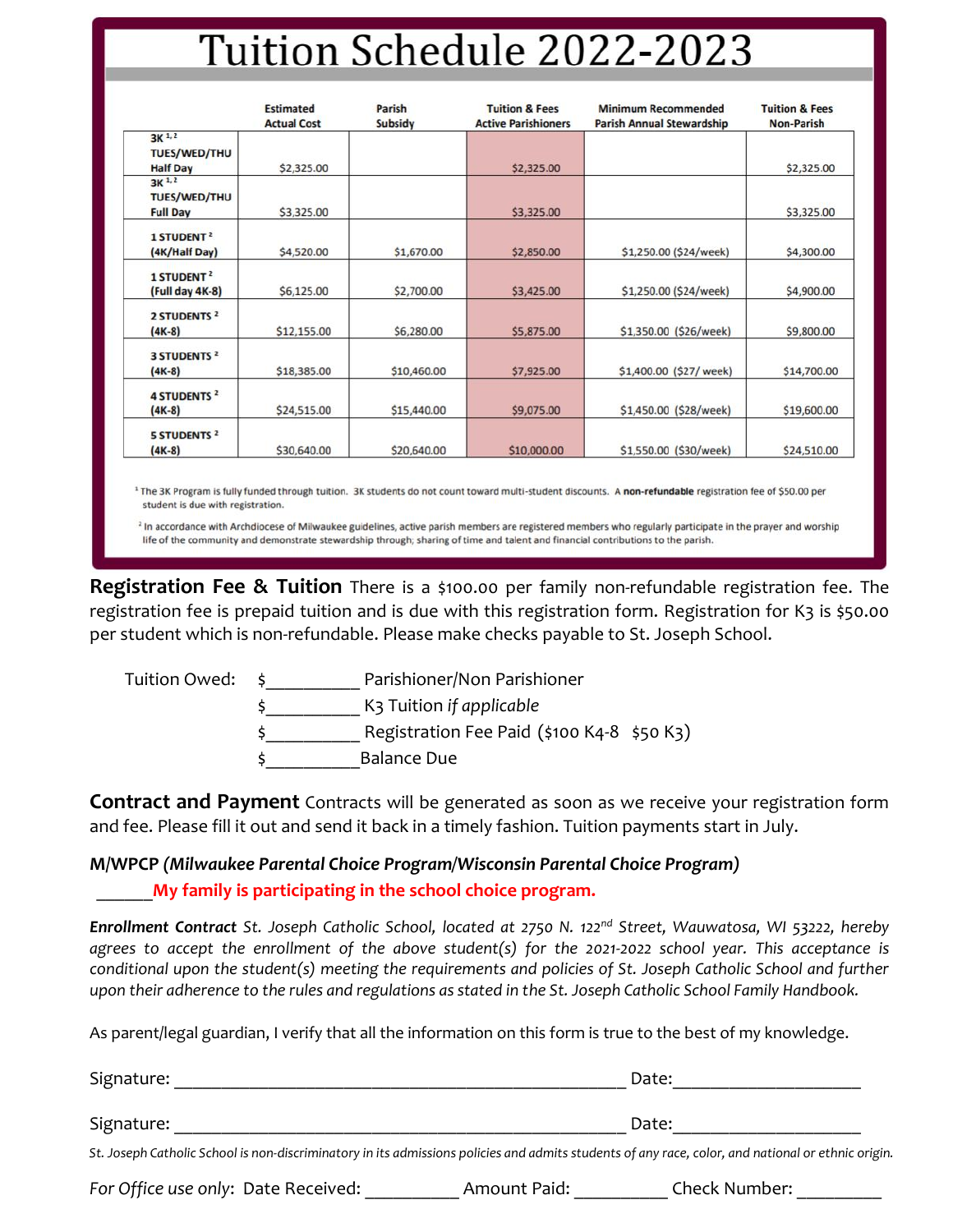# Tuition Schedule 2022-2023

| | Estimated Actual Cost | Parish Subsidy | Tuition & Fees Active Parishioners | Minimum Recommended Parish Annual Stewardship | Tuition & Fees Non-Parish |
|---|---|---|---|---|---|
| 3K [1,2] TUES/WED/THU Half Day | $2,325.00 | | $2,325.00 | | $2,325.00 |
| 3K [1,2] TUES/WED/THU Full Day | $3,325.00 | | $3,325.00 | | $3,325.00 |
| 1 STUDENT [2] (4K/Half Day) | $4,520.00 | $1,670.00 | $2,850.00 | $1,250.00 ($24/week) | $4,300.00 |
| 1 STUDENT [2] (Full day 4K-8) | $6,125.00 | $2,700.00 | $3,425.00 | $1,250.00 ($24/week) | $4,900.00 |
| 2 STUDENTS [2] (4K-8) | $12,155.00 | $6,280.00 | $5,875.00 | $1,350.00 ($26/week) | $9,800.00 |
| 3 STUDENTS [2] (4K-8) | $18,385.00 | $10,460.00 | $7,925.00 | $1,400.00 ($27/ week) | $14,700.00 |
| 4 STUDENTS [2] (4K-8) | $24,515.00 | $15,440.00 | $9,075.00 | $1,450.00 ($28/week) | $19,600.00 |
| 5 STUDENTS [2] (4K-8) | $30,640.00 | $20,640.00 | $10,000.00 | $1,550.00 ($30/week) | $24,510.00 |

[1] The 3K Program is fully funded through tuition. 3K students do not count toward multi-student discounts. A **non-refundable** registration fee of $50.00 per student is due with registration.

[2] In accordance with Archdiocese of Milwaukee guidelines, active parish members are registered members who regularly participate in the prayer and worship life of the community and demonstrate stewardship through; sharing of time and talent and financial contributions to the parish.

**Registration Fee & Tuition** There is a $100.00 per family non-refundable registration fee. The registration fee is prepaid tuition and is due with this registration form. Registration for K3 is $50.00 per student which is non-refundable. Please make checks payable to St. Joseph School.

Tuition Owed: $__________ Parishioner/Non Parishioner

$__________ K3 Tuition *if applicable*

$__________ Registration Fee Paid ($100 K4-8 $50 K3)

$__________ Balance Due

**Contract and Payment** Contracts will be generated as soon as we receive your registration form and fee. Please fill it out and send it back in a timely fashion. Tuition payments start in July.

**M/WPCP *(Milwaukee Parental Choice Program/Wisconsin Parental Choice Program)***

______**My family is participating in the school choice program.**

***Enrollment Contract*** *St. Joseph Catholic School, located at 2750 N. 122nd Street, Wauwatosa, WI 53222, hereby agrees to accept the enrollment of the above student(s) for the 2021-2022 school year. This acceptance is conditional upon the student(s) meeting the requirements and policies of St. Joseph Catholic School and further upon their adherence to the rules and regulations as stated in the St. Joseph Catholic School Family Handbook.*

As parent/legal guardian, I verify that all the information on this form is true to the best of my knowledge.

Signature: ______________________________________________ Date:____________________

Signature: ______________________________________________ Date:____________________

*St. Joseph Catholic School is non-discriminatory in its admissions policies and admits students of any race, color, and national or ethnic origin.*

*For Office use only*: Date Received: __________ Amount Paid: __________ Check Number: _________